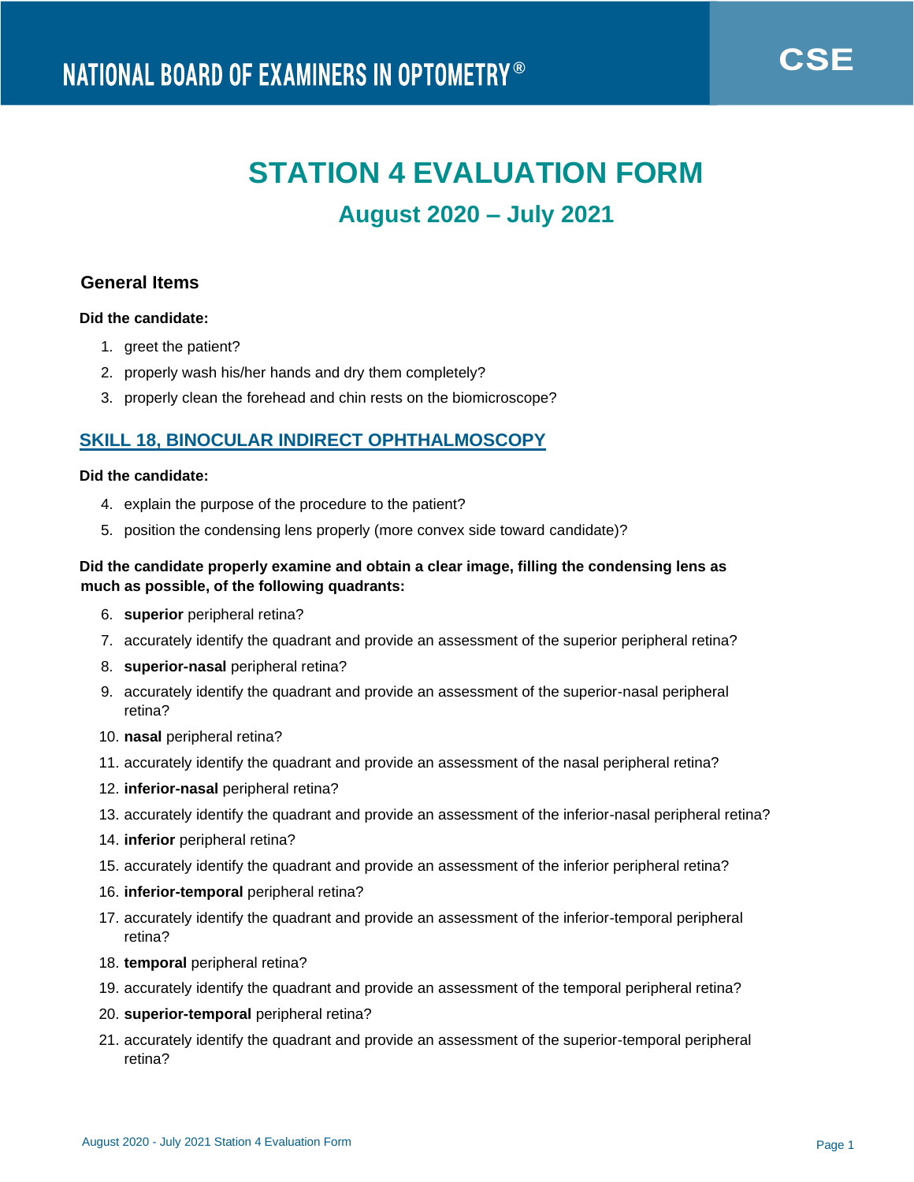NATIONAL BOARD OF EXAMINERS IN OPTOMETRY®

CSE

# STATION 4 EVALUATION FORM

## August 2020 – July 2021

### General Items

**Did the candidate:**

1. greet the patient?
2. properly wash his/her hands and dry them completely?
3. properly clean the forehead and chin rests on the biomicroscope?

### SKILL 18, BINOCULAR INDIRECT OPHTHALMOSCOPY

**Did the candidate:**

4. explain the purpose of the procedure to the patient?
5. position the condensing lens properly (more convex side toward candidate)?

**Did the candidate properly examine and obtain a clear image, filling the condensing lens as much as possible, of the following quadrants:**

6. **superior** peripheral retina?
7. accurately identify the quadrant and provide an assessment of the superior peripheral retina?
8. **superior-nasal** peripheral retina?
9. accurately identify the quadrant and provide an assessment of the superior-nasal peripheral retina?
10. **nasal** peripheral retina?
11. accurately identify the quadrant and provide an assessment of the nasal peripheral retina?
12. **inferior-nasal** peripheral retina?
13. accurately identify the quadrant and provide an assessment of the inferior-nasal peripheral retina?
14. **inferior** peripheral retina?
15. accurately identify the quadrant and provide an assessment of the inferior peripheral retina?
16. **inferior-temporal** peripheral retina?
17. accurately identify the quadrant and provide an assessment of the inferior-temporal peripheral retina?
18. **temporal** peripheral retina?
19. accurately identify the quadrant and provide an assessment of the temporal peripheral retina?
20. **superior-temporal** peripheral retina?
21. accurately identify the quadrant and provide an assessment of the superior-temporal peripheral retina?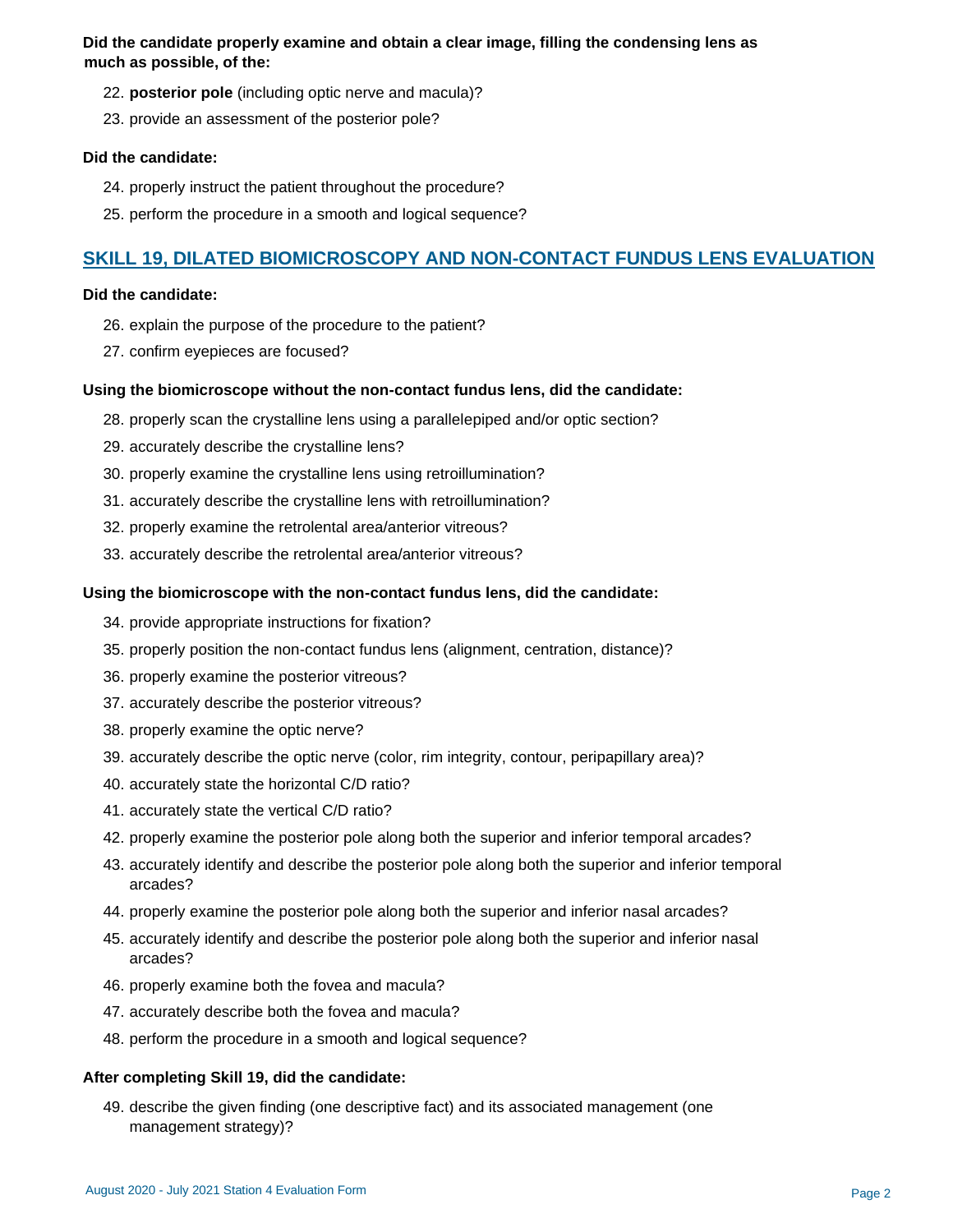**Did the candidate properly examine and obtain a clear image, filling the condensing lens as much as possible, of the:**

22. **posterior pole** (including optic nerve and macula)?
23. provide an assessment of the posterior pole?

**Did the candidate:**

24. properly instruct the patient throughout the procedure?
25. perform the procedure in a smooth and logical sequence?

## SKILL 19, DILATED BIOMICROSCOPY AND NON-CONTACT FUNDUS LENS EVALUATION

**Did the candidate:**

26. explain the purpose of the procedure to the patient?
27. confirm eyepieces are focused?

**Using the biomicroscope without the non-contact fundus lens, did the candidate:**

28. properly scan the crystalline lens using a parallelepiped and/or optic section?
29. accurately describe the crystalline lens?
30. properly examine the crystalline lens using retroillumination?
31. accurately describe the crystalline lens with retroillumination?
32. properly examine the retrolental area/anterior vitreous?
33. accurately describe the retrolental area/anterior vitreous?

**Using the biomicroscope with the non-contact fundus lens, did the candidate:**

34. provide appropriate instructions for fixation?
35. properly position the non-contact fundus lens (alignment, centration, distance)?
36. properly examine the posterior vitreous?
37. accurately describe the posterior vitreous?
38. properly examine the optic nerve?
39. accurately describe the optic nerve (color, rim integrity, contour, peripapillary area)?
40. accurately state the horizontal C/D ratio?
41. accurately state the vertical C/D ratio?
42. properly examine the posterior pole along both the superior and inferior temporal arcades?
43. accurately identify and describe the posterior pole along both the superior and inferior temporal arcades?
44. properly examine the posterior pole along both the superior and inferior nasal arcades?
45. accurately identify and describe the posterior pole along both the superior and inferior nasal arcades?
46. properly examine both the fovea and macula?
47. accurately describe both the fovea and macula?
48. perform the procedure in a smooth and logical sequence?

**After completing Skill 19, did the candidate:**

49. describe the given finding (one descriptive fact) and its associated management (one management strategy)?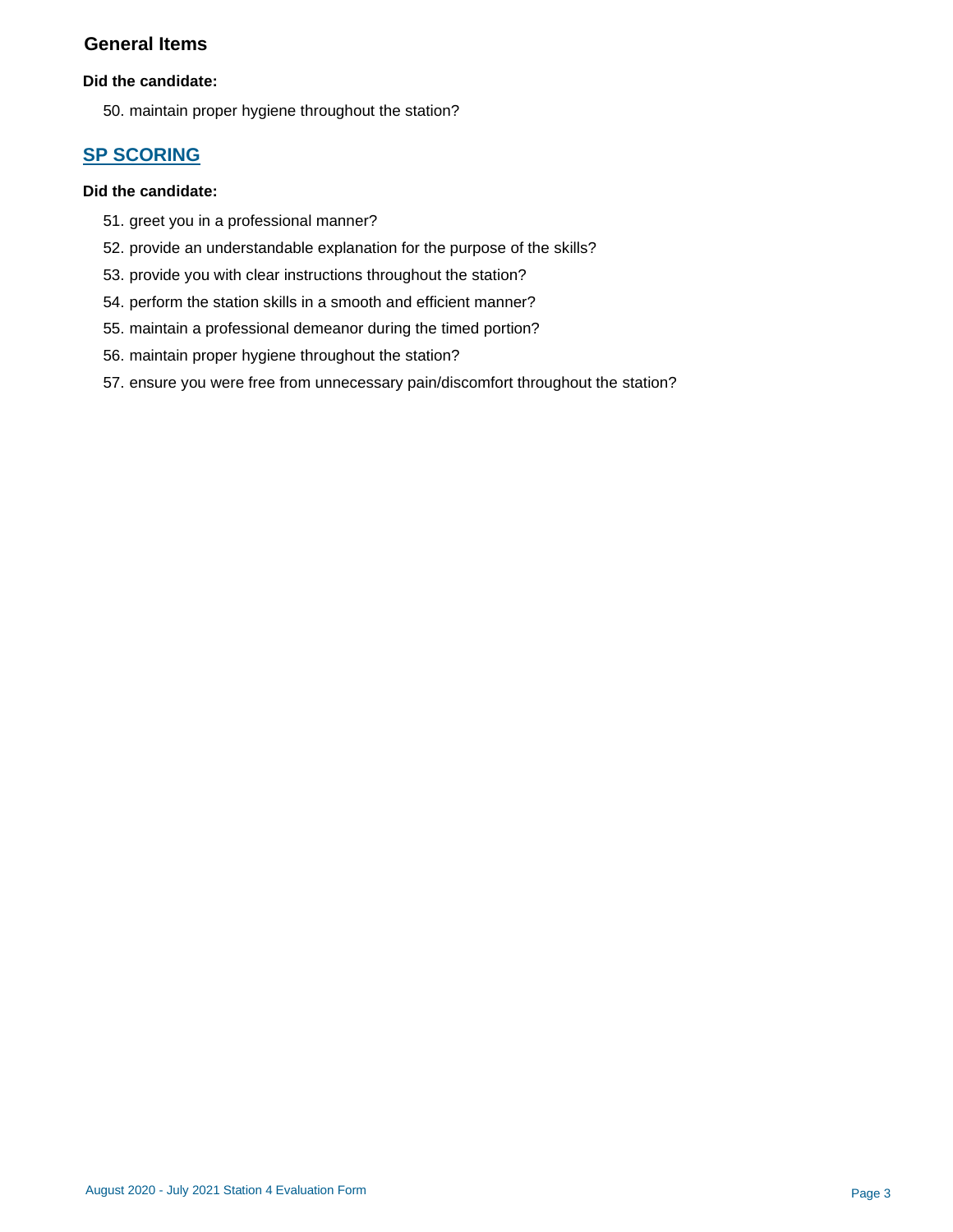## General Items

**Did the candidate:**

50. maintain proper hygiene throughout the station?

## SP SCORING

**Did the candidate:**

51. greet you in a professional manner?
52. provide an understandable explanation for the purpose of the skills?
53. provide you with clear instructions throughout the station?
54. perform the station skills in a smooth and efficient manner?
55. maintain a professional demeanor during the timed portion?
56. maintain proper hygiene throughout the station?
57. ensure you were free from unnecessary pain/discomfort throughout the station?